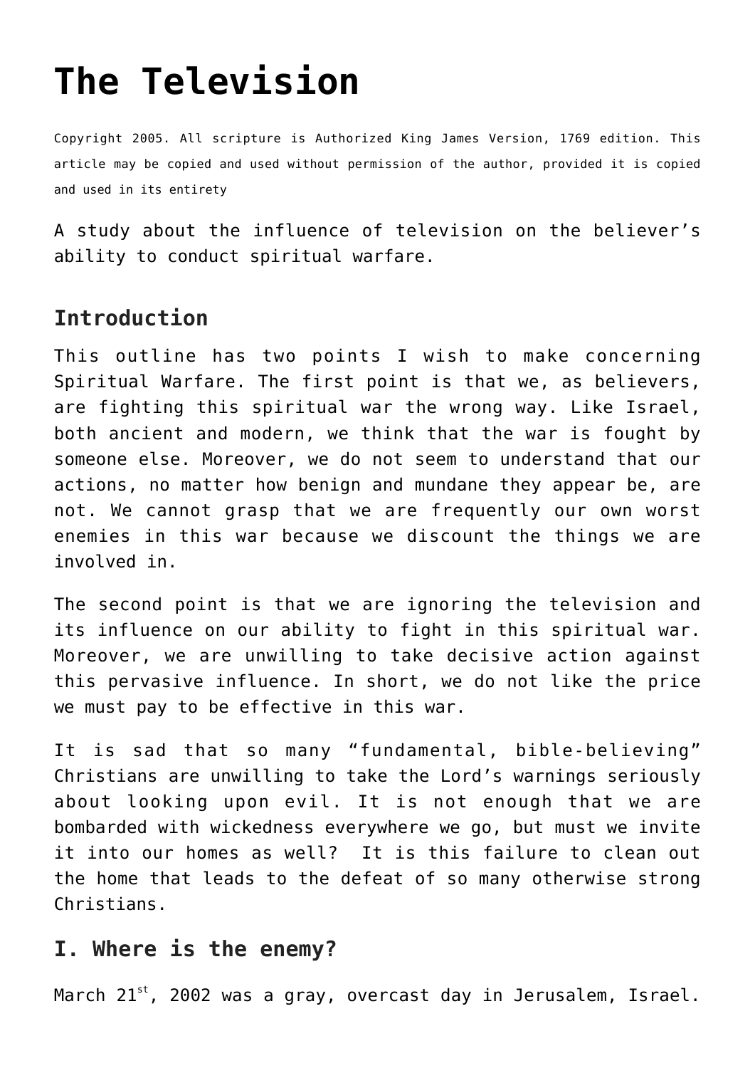# The Television

Copyright 2005. All scripture is Authorized King James Version, 1769 edition. This article may be copied and used without permission of the author, provided it is copied and used in its entirety

A study about the influence of television on the believer's ability to conduct spiritual warfare.

## Introduction

This outline has two points I wish to make concerning Spiritual Warfare. The first point is that we, as believers, are fighting this spiritual war the wrong way. Like Israel, both ancient and modern, we think that the war is fought by someone else. Moreover, we do not seem to understand that our actions, no matter how benign and mundane they appear be, are not. We cannot grasp that we are frequently our own worst enemies in this war because we discount the things we are involved in.

The second point is that we are ignoring the television and its influence on our ability to fight in this spiritual war. Moreover, we are unwilling to take decisive action against this pervasive influence. In short, we do not like the price we must pay to be effective in this war.

It is sad that so many "fundamental, bible-believing" Christians are unwilling to take the Lord's warnings seriously about looking upon evil. It is not enough that we are bombarded with wickedness everywhere we go, but must we invite it into our homes as well? It is this failure to clean out the home that leads to the defeat of so many otherwise strong Christians.

## I. Where is the enemy?

March 21st, 2002 was a gray, overcast day in Jerusalem, Israel.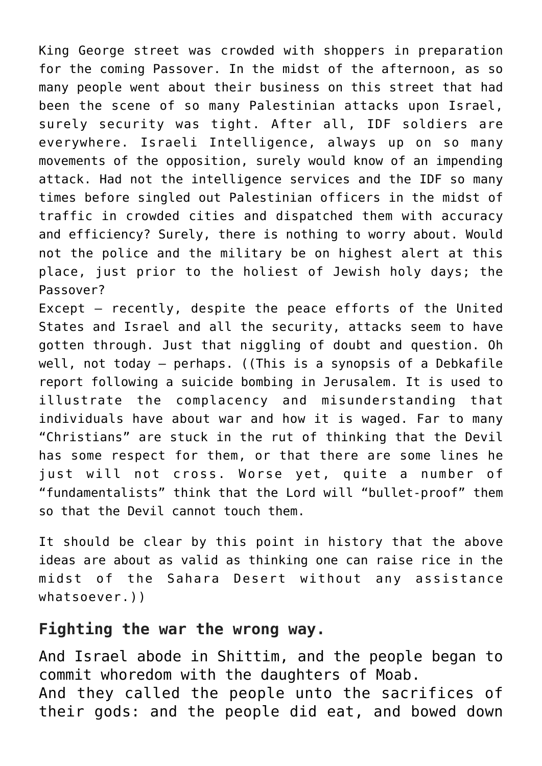King George street was crowded with shoppers in preparation for the coming Passover. In the midst of the afternoon, as so many people went about their business on this street that had been the scene of so many Palestinian attacks upon Israel, surely security was tight. After all, IDF soldiers are everywhere. Israeli Intelligence, always up on so many movements of the opposition, surely would know of an impending attack. Had not the intelligence services and the IDF so many times before singled out Palestinian officers in the midst of traffic in crowded cities and dispatched them with accuracy and efficiency? Surely, there is nothing to worry about. Would not the police and the military be on highest alert at this place, just prior to the holiest of Jewish holy days; the Passover?
Except – recently, despite the peace efforts of the United States and Israel and all the security, attacks seem to have gotten through. Just that niggling of doubt and question. Oh well, not today – perhaps. ((This is a synopsis of a Debkafile report following a suicide bombing in Jerusalem. It is used to illustrate the complacency and misunderstanding that individuals have about war and how it is waged. Far to many "Christians" are stuck in the rut of thinking that the Devil has some respect for them, or that there are some lines he just will not cross. Worse yet, quite a number of "fundamentalists" think that the Lord will "bullet-proof" them so that the Devil cannot touch them.

It should be clear by this point in history that the above ideas are about as valid as thinking one can raise rice in the midst of the Sahara Desert without any assistance whatsoever.))

### Fighting the war the wrong way.

And Israel abode in Shittim, and the people began to commit whoredom with the daughters of Moab.
And they called the people unto the sacrifices of their gods: and the people did eat, and bowed down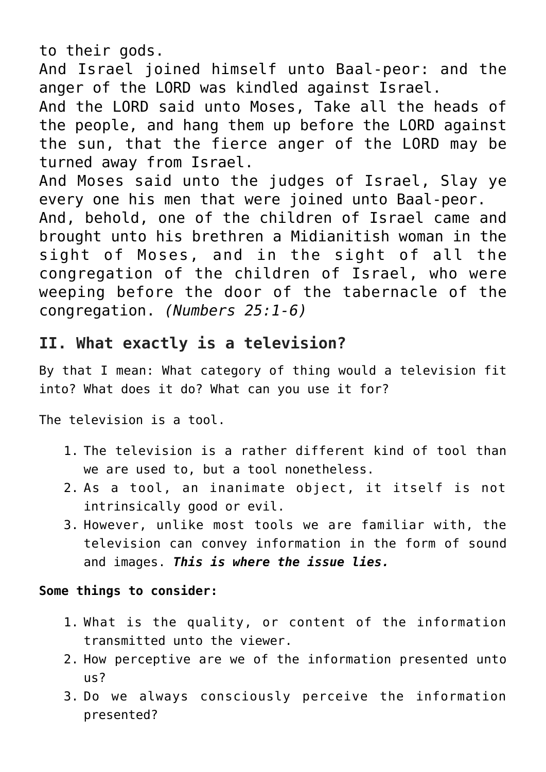to their gods.
And Israel joined himself unto Baal-peor: and the anger of the LORD was kindled against Israel.
And the LORD said unto Moses, Take all the heads of the people, and hang them up before the LORD against the sun, that the fierce anger of the LORD may be turned away from Israel.
And Moses said unto the judges of Israel, Slay ye every one his men that were joined unto Baal-peor.
And, behold, one of the children of Israel came and brought unto his brethren a Midianitish woman in the sight of Moses, and in the sight of all the congregation of the children of Israel, who were weeping before the door of the tabernacle of the congregation. *(Numbers 25:1-6)*

## II. What exactly is a television?

By that I mean: What category of thing would a television fit into? What does it do? What can you use it for?

The television is a tool.

1. The television is a rather different kind of tool than we are used to, but a tool nonetheless.
2. As a tool, an inanimate object, it itself is not intrinsically good or evil.
3. However, unlike most tools we are familiar with, the television can convey information in the form of sound and images. ***This is where the issue lies.***

**Some things to consider:**

1. What is the quality, or content of the information transmitted unto the viewer.
2. How perceptive are we of the information presented unto us?
3. Do we always consciously perceive the information presented?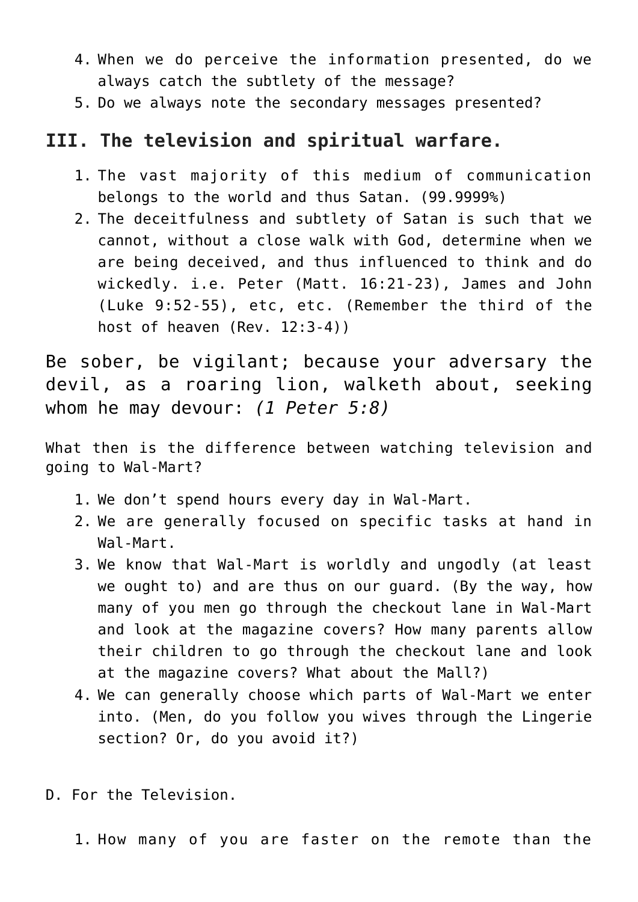4. When we do perceive the information presented, do we always catch the subtlety of the message?
5. Do we always note the secondary messages presented?

## III. The television and spiritual warfare.

1. The vast majority of this medium of communication belongs to the world and thus Satan. (99.9999%)
2. The deceitfulness and subtlety of Satan is such that we cannot, without a close walk with God, determine when we are being deceived, and thus influenced to think and do wickedly. i.e. Peter (Matt. 16:21-23), James and John (Luke 9:52-55), etc, etc. (Remember the third of the host of heaven (Rev. 12:3-4))

Be sober, be vigilant; because your adversary the devil, as a roaring lion, walketh about, seeking whom he may devour: *(1 Peter 5:8)*

What then is the difference between watching television and going to Wal-Mart?

1. We don't spend hours every day in Wal-Mart.
2. We are generally focused on specific tasks at hand in Wal-Mart.
3. We know that Wal-Mart is worldly and ungodly (at least we ought to) and are thus on our guard. (By the way, how many of you men go through the checkout lane in Wal-Mart and look at the magazine covers? How many parents allow their children to go through the checkout lane and look at the magazine covers? What about the Mall?)
4. We can generally choose which parts of Wal-Mart we enter into. (Men, do you follow you wives through the Lingerie section? Or, do you avoid it?)

D. For the Television.

1. How many of you are faster on the remote than the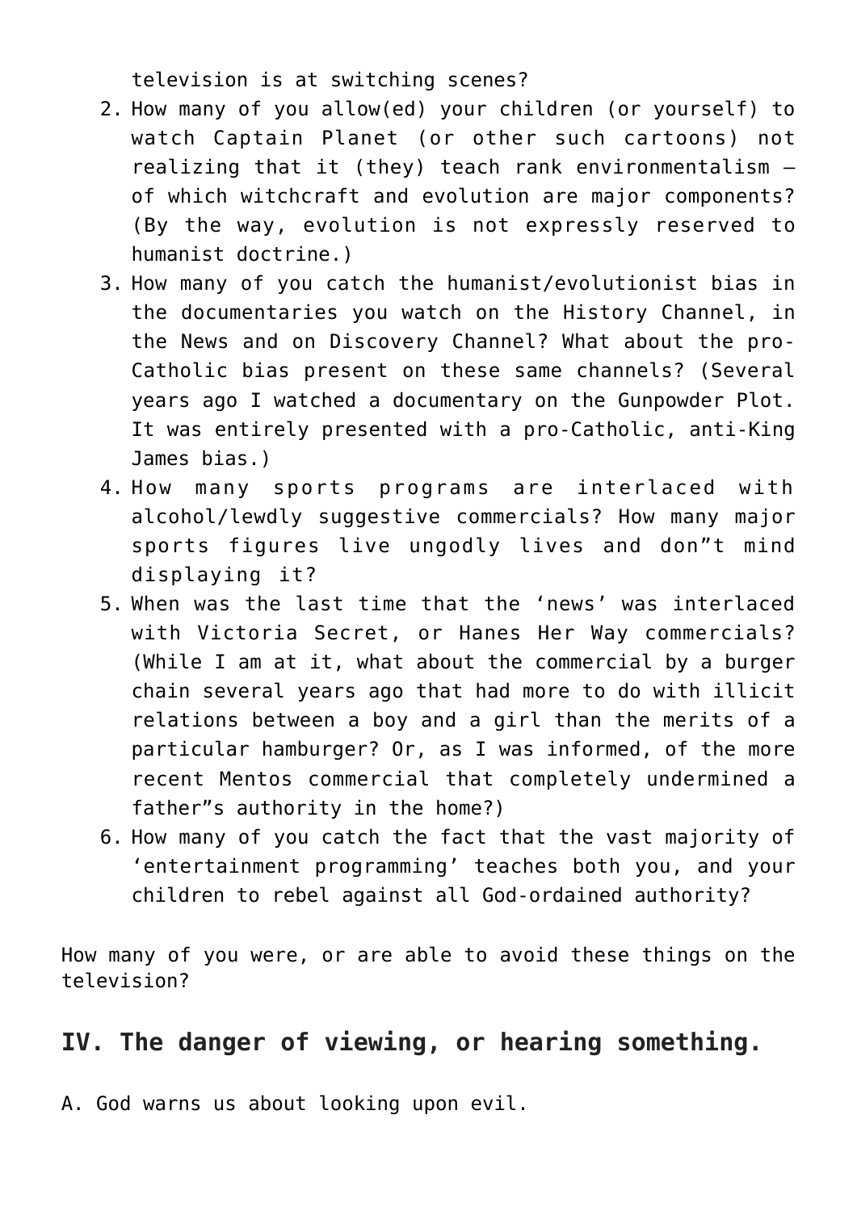television is at switching scenes?

2. How many of you allow(ed) your children (or yourself) to watch Captain Planet (or other such cartoons) not realizing that it (they) teach rank environmentalism – of which witchcraft and evolution are major components? (By the way, evolution is not expressly reserved to humanist doctrine.)
3. How many of you catch the humanist/evolutionist bias in the documentaries you watch on the History Channel, in the News and on Discovery Channel? What about the pro-Catholic bias present on these same channels? (Several years ago I watched a documentary on the Gunpowder Plot. It was entirely presented with a pro-Catholic, anti-King James bias.)
4. How many sports programs are interlaced with alcohol/lewdly suggestive commercials? How many major sports figures live ungodly lives and don"t mind displaying it?
5. When was the last time that the 'news' was interlaced with Victoria Secret, or Hanes Her Way commercials? (While I am at it, what about the commercial by a burger chain several years ago that had more to do with illicit relations between a boy and a girl than the merits of a particular hamburger? Or, as I was informed, of the more recent Mentos commercial that completely undermined a father"s authority in the home?)
6. How many of you catch the fact that the vast majority of 'entertainment programming' teaches both you, and your children to rebel against all God-ordained authority?

How many of you were, or are able to avoid these things on the television?

## IV. The danger of viewing, or hearing something.

A. God warns us about looking upon evil.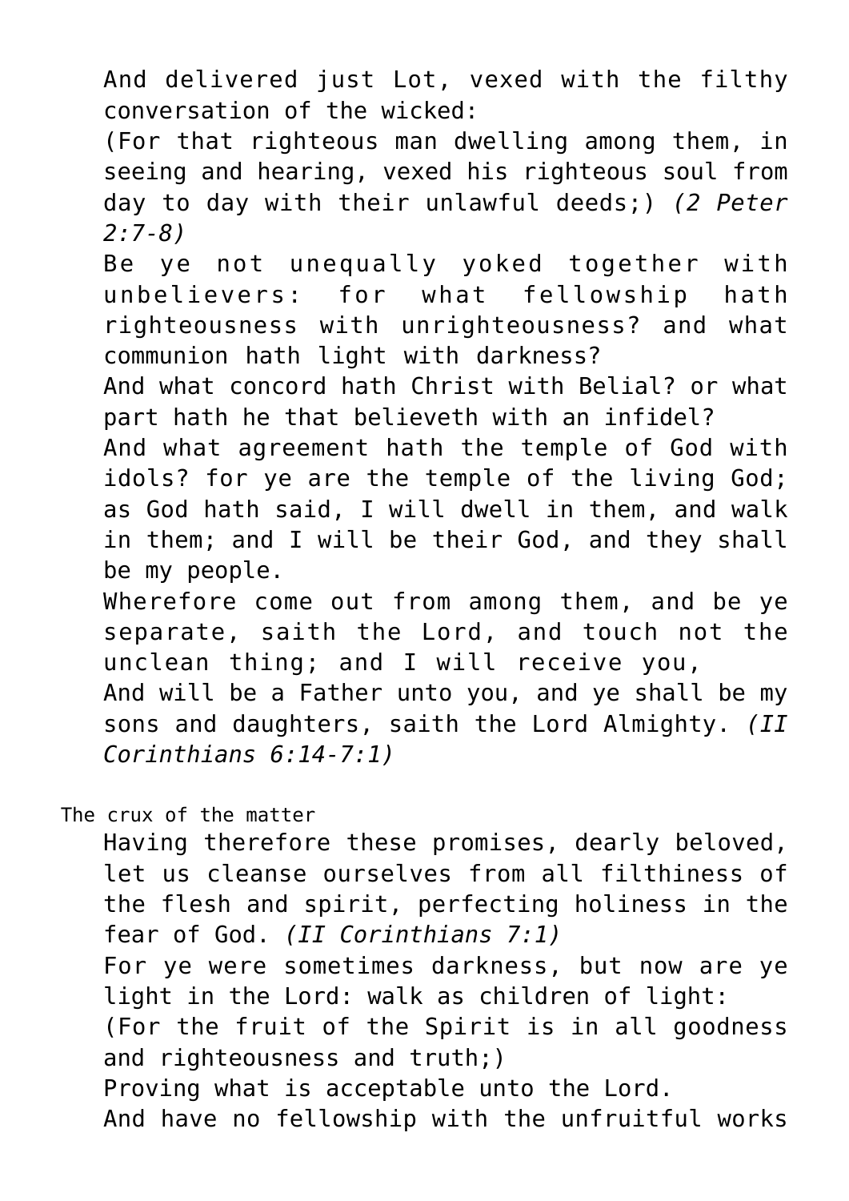And delivered just Lot, vexed with the filthy conversation of the wicked:

(For that righteous man dwelling among them, in seeing and hearing, vexed his righteous soul from day to day with their unlawful deeds;) *(2 Peter 2:7-8)*

Be ye not unequally yoked together with unbelievers: for what fellowship hath righteousness with unrighteousness? and what communion hath light with darkness?

And what concord hath Christ with Belial? or what part hath he that believeth with an infidel?

And what agreement hath the temple of God with idols? for ye are the temple of the living God; as God hath said, I will dwell in them, and walk in them; and I will be their God, and they shall be my people.

Wherefore come out from among them, and be ye separate, saith the Lord, and touch not the unclean thing; and I will receive you,

And will be a Father unto you, and ye shall be my sons and daughters, saith the Lord Almighty. *(II Corinthians 6:14-7:1)*

### The crux of the matter

Having therefore these promises, dearly beloved, let us cleanse ourselves from all filthiness of the flesh and spirit, perfecting holiness in the fear of God. *(II Corinthians 7:1)*

For ye were sometimes darkness, but now are ye light in the Lord: walk as children of light:

(For the fruit of the Spirit is in all goodness and righteousness and truth;)

Proving what is acceptable unto the Lord.

And have no fellowship with the unfruitful works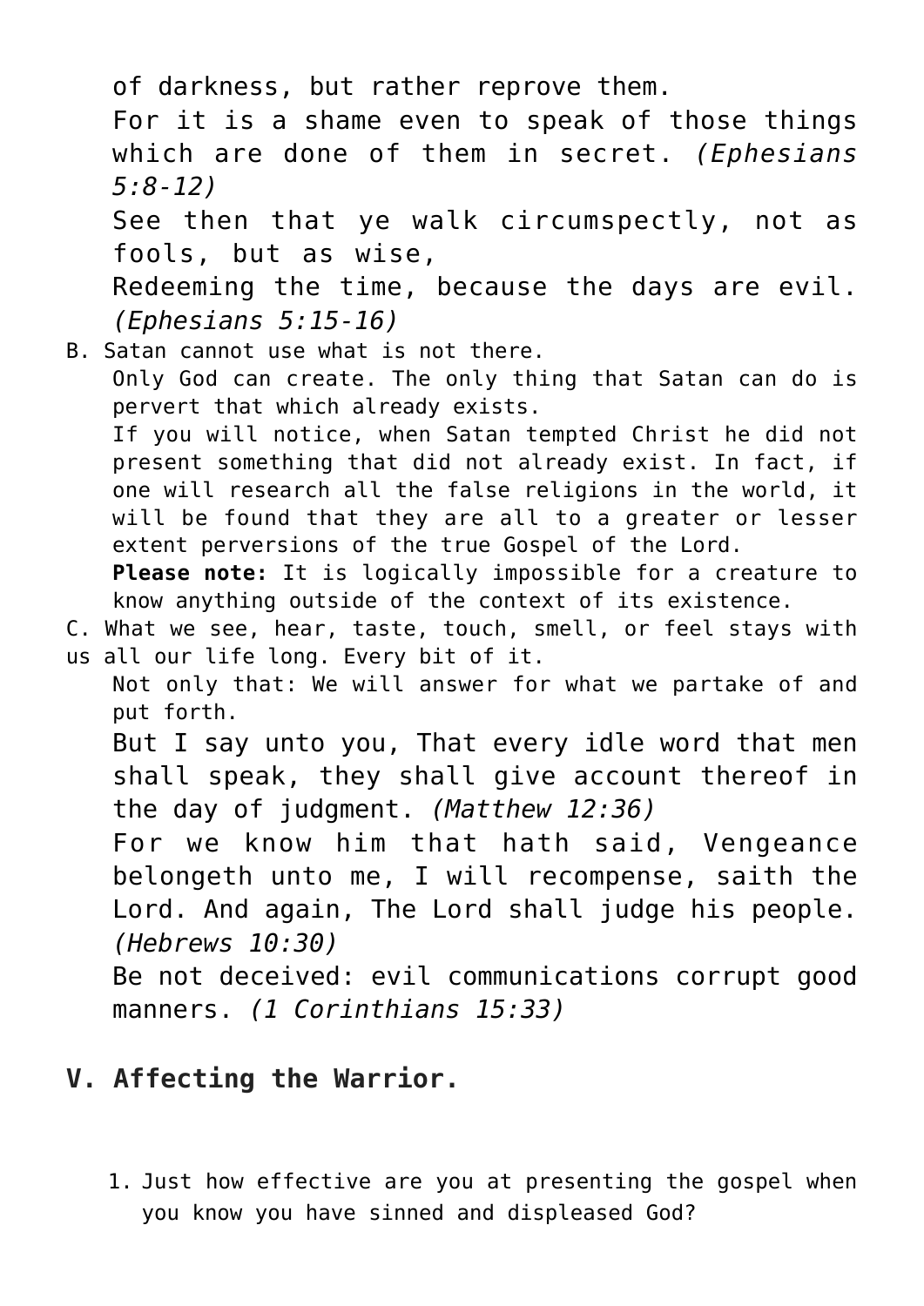of darkness, but rather reprove them.
For it is a shame even to speak of those things which are done of them in secret. *(Ephesians 5:8-12)*

See then that ye walk circumspectly, not as fools, but as wise,
Redeeming the time, because the days are evil. *(Ephesians 5:15-16)*

B. Satan cannot use what is not there.

Only God can create. The only thing that Satan can do is pervert that which already exists.

If you will notice, when Satan tempted Christ he did not present something that did not already exist. In fact, if one will research all the false religions in the world, it will be found that they are all to a greater or lesser extent perversions of the true Gospel of the Lord.

**Please note:** It is logically impossible for a creature to know anything outside of the context of its existence.

C. What we see, hear, taste, touch, smell, or feel stays with us all our life long. Every bit of it.

Not only that: We will answer for what we partake of and put forth.

But I say unto you, That every idle word that men shall speak, they shall give account thereof in the day of judgment. *(Matthew 12:36)*

For we know him that hath said, Vengeance belongeth unto me, I will recompense, saith the Lord. And again, The Lord shall judge his people. *(Hebrews 10:30)*

Be not deceived: evil communications corrupt good manners. *(1 Corinthians 15:33)*

## V. Affecting the Warrior.

1. Just how effective are you at presenting the gospel when you know you have sinned and displeased God?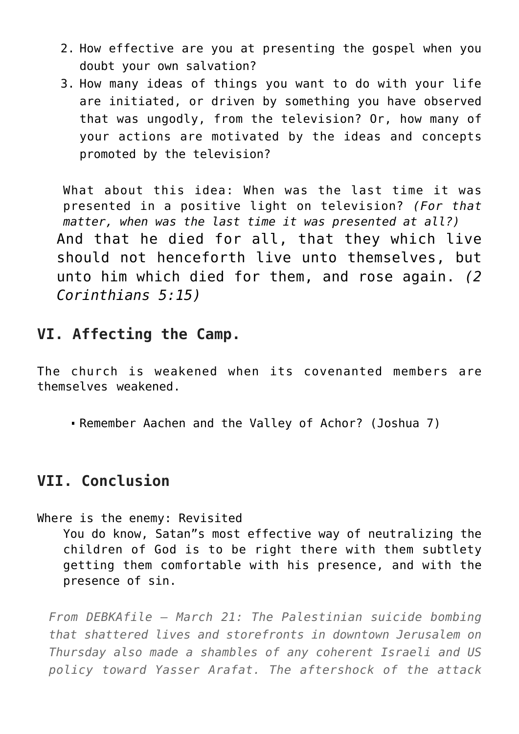2. How effective are you at presenting the gospel when you doubt your own salvation?
3. How many ideas of things you want to do with your life are initiated, or driven by something you have observed that was ungodly, from the television? Or, how many of your actions are motivated by the ideas and concepts promoted by the television?

What about this idea: When was the last time it was presented in a positive light on television? *(For that matter, when was the last time it was presented at all?)*

> And that he died for all, that they which live should not henceforth live unto themselves, but unto him which died for them, and rose again. *(2 Corinthians 5:15)*

## VI. Affecting the Camp.

The church is weakened when its covenanted members are themselves weakened.

- Remember Aachen and the Valley of Achor? (Joshua 7)

## VII. Conclusion

Where is the enemy: Revisited

You do know, Satan"s most effective way of neutralizing the children of God is to be right there with them subtlety getting them comfortable with his presence, and with the presence of sin.

> *From DEBKAfile – March 21: The Palestinian suicide bombing that shattered lives and storefronts in downtown Jerusalem on Thursday also made a shambles of any coherent Israeli and US policy toward Yasser Arafat. The aftershock of the attack*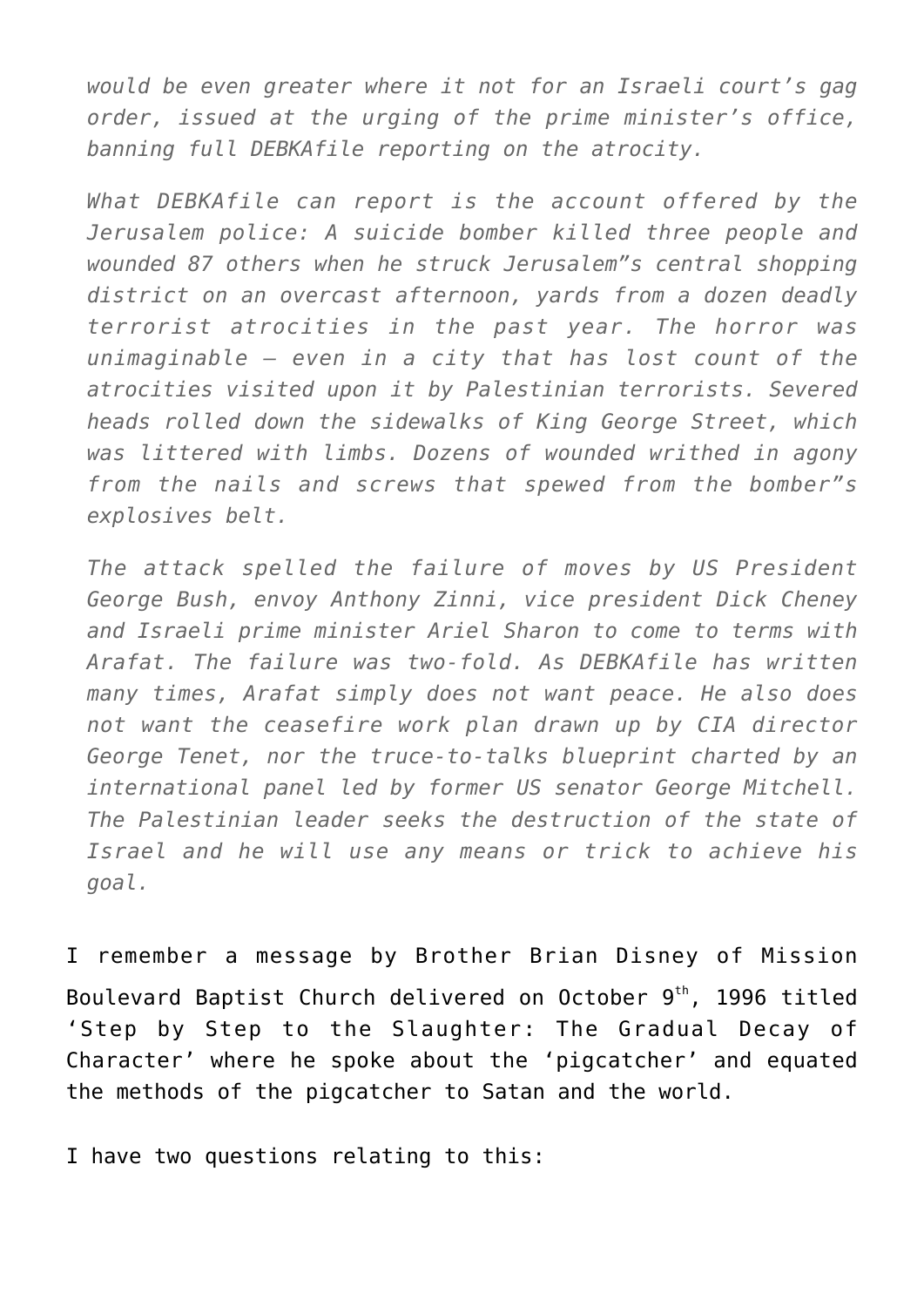*would be even greater where it not for an Israeli court's gag order, issued at the urging of the prime minister's office, banning full DEBKAfile reporting on the atrocity.*

*What DEBKAfile can report is the account offered by the Jerusalem police: A suicide bomber killed three people and wounded 87 others when he struck Jerusalem"s central shopping district on an overcast afternoon, yards from a dozen deadly terrorist atrocities in the past year. The horror was unimaginable – even in a city that has lost count of the atrocities visited upon it by Palestinian terrorists. Severed heads rolled down the sidewalks of King George Street, which was littered with limbs. Dozens of wounded writhed in agony from the nails and screws that spewed from the bomber"s explosives belt.*

*The attack spelled the failure of moves by US President George Bush, envoy Anthony Zinni, vice president Dick Cheney and Israeli prime minister Ariel Sharon to come to terms with Arafat. The failure was two-fold. As DEBKAfile has written many times, Arafat simply does not want peace. He also does not want the ceasefire work plan drawn up by CIA director George Tenet, nor the truce-to-talks blueprint charted by an international panel led by former US senator George Mitchell. The Palestinian leader seeks the destruction of the state of Israel and he will use any means or trick to achieve his goal.*

I remember a message by Brother Brian Disney of Mission Boulevard Baptist Church delivered on October 9th, 1996 titled 'Step by Step to the Slaughter: The Gradual Decay of Character' where he spoke about the 'pigcatcher' and equated the methods of the pigcatcher to Satan and the world.

I have two questions relating to this: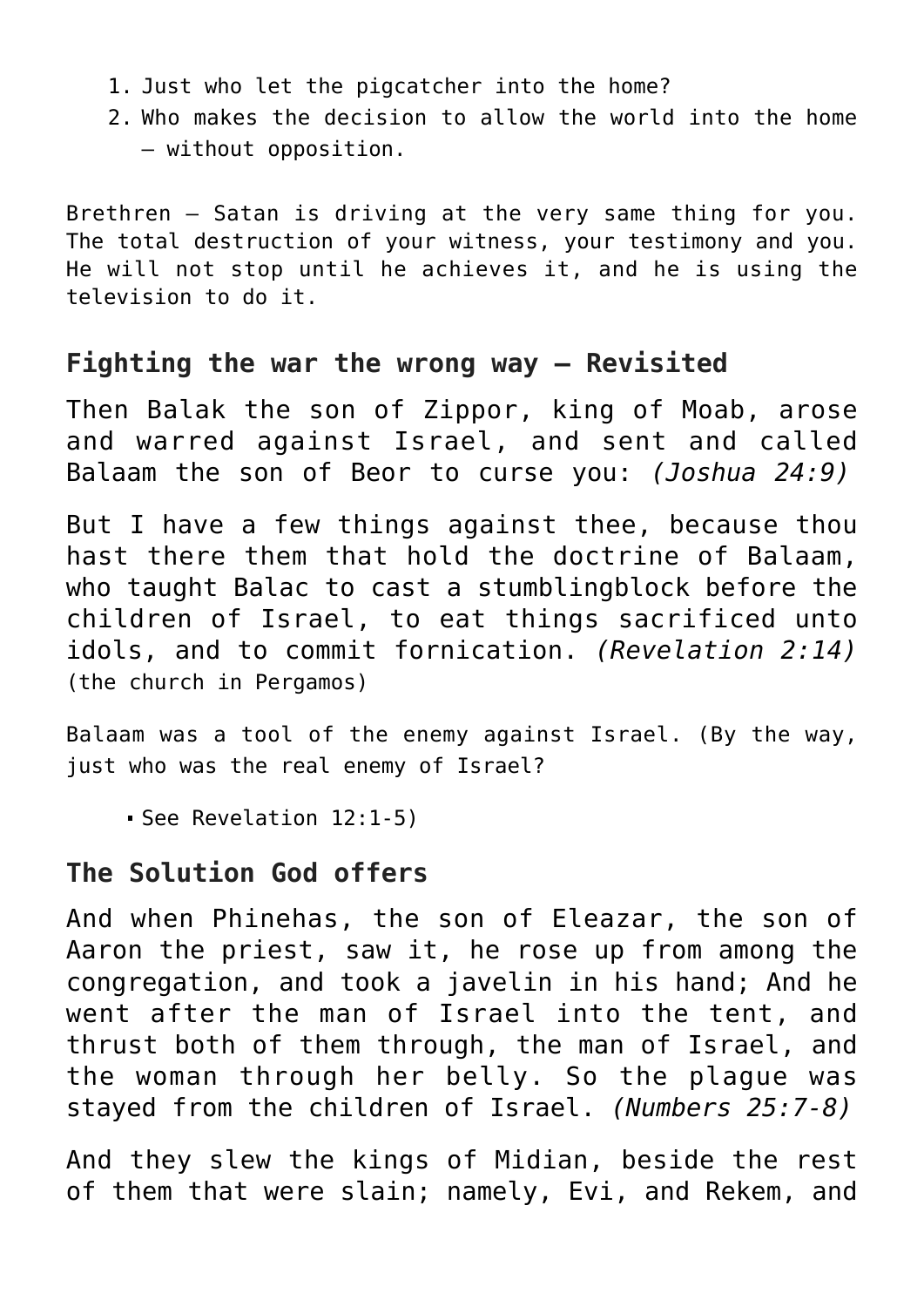1. Just who let the pigcatcher into the home?
2. Who makes the decision to allow the world into the home – without opposition.

Brethren – Satan is driving at the very same thing for you. The total destruction of your witness, your testimony and you. He will not stop until he achieves it, and he is using the television to do it.

### Fighting the war the wrong way – Revisited

Then Balak the son of Zippor, king of Moab, arose and warred against Israel, and sent and called Balaam the son of Beor to curse you: *(Joshua 24:9)*

But I have a few things against thee, because thou hast there them that hold the doctrine of Balaam, who taught Balac to cast a stumblingblock before the children of Israel, to eat things sacrificed unto idols, and to commit fornication. *(Revelation 2:14)* (the church in Pergamos)

Balaam was a tool of the enemy against Israel. (By the way, just who was the real enemy of Israel?

- See Revelation 12:1-5)

### The Solution God offers

And when Phinehas, the son of Eleazar, the son of Aaron the priest, saw it, he rose up from among the congregation, and took a javelin in his hand; And he went after the man of Israel into the tent, and thrust both of them through, the man of Israel, and the woman through her belly. So the plague was stayed from the children of Israel. *(Numbers 25:7-8)*

And they slew the kings of Midian, beside the rest of them that were slain; namely, Evi, and Rekem, and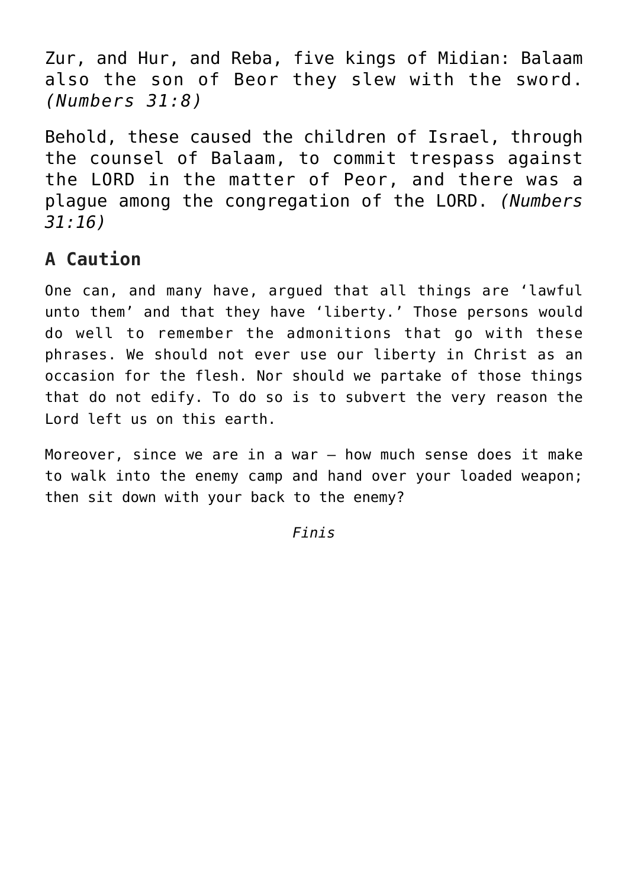Zur, and Hur, and Reba, five kings of Midian: Balaam also the son of Beor they slew with the sword. *(Numbers 31:8)*

Behold, these caused the children of Israel, through the counsel of Balaam, to commit trespass against the LORD in the matter of Peor, and there was a plague among the congregation of the LORD. *(Numbers 31:16)*

## A Caution

One can, and many have, argued that all things are 'lawful unto them' and that they have 'liberty.' Those persons would do well to remember the admonitions that go with these phrases. We should not ever use our liberty in Christ as an occasion for the flesh. Nor should we partake of those things that do not edify. To do so is to subvert the very reason the Lord left us on this earth.

Moreover, since we are in a war – how much sense does it make to walk into the enemy camp and hand over your loaded weapon; then sit down with your back to the enemy?

*Finis*